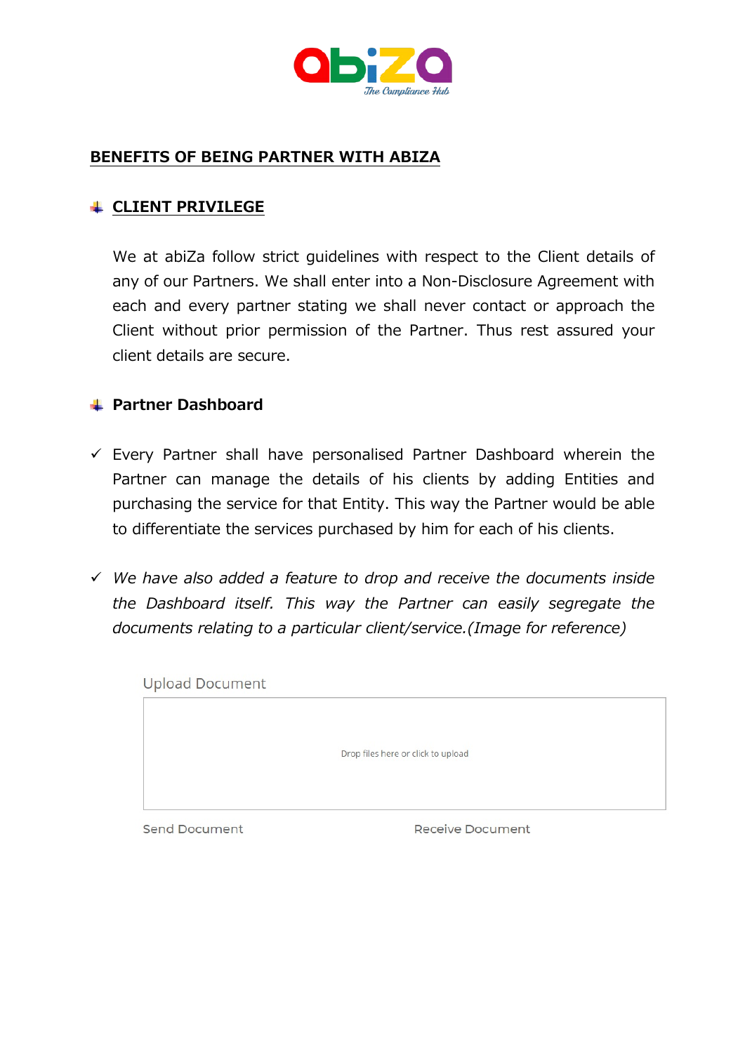abiZa
*The Compliance Hub*

## BENEFITS OF BEING PARTNER WITH ABIZA

### CLIENT PRIVILEGE

We at abiZa follow strict guidelines with respect to the Client details of any of our Partners. We shall enter into a Non-Disclosure Agreement with each and every partner stating we shall never contact or approach the Client without prior permission of the Partner. Thus rest assured your client details are secure.

### Partner Dashboard

- ✓ Every Partner shall have personalised Partner Dashboard wherein the Partner can manage the details of his clients by adding Entities and purchasing the service for that Entity. This way the Partner would be able to differentiate the services purchased by him for each of his clients.

- ✓ *We have also added a feature to drop and receive the documents inside the Dashboard itself. This way the Partner can easily segregate the documents relating to a particular client/service.(Image for reference)*

Upload Document

Drop files here or click to upload

Send Document　　　　Receive Document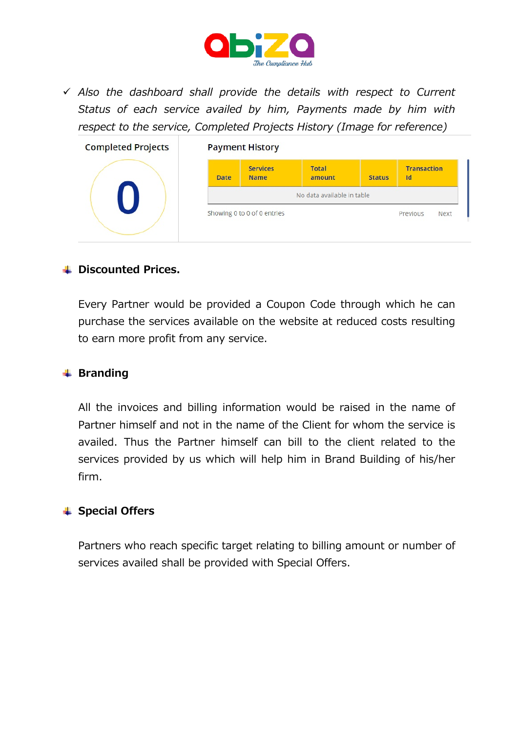✓ *Also the dashboard shall provide the details with respect to Current Status of each service availed by him, Payments made by him with respect to the service, Completed Projects History (Image for reference)*

Completed Projects

0

Payment History

| Date | Services Name | Total amount | Status | Transaction Id |
|---|---|---|---|---|
| No data available in table | | | | |

Showing 0 to 0 of 0 entries

Previous Next

## Discounted Prices.

Every Partner would be provided a Coupon Code through which he can purchase the services available on the website at reduced costs resulting to earn more profit from any service.

## Branding

All the invoices and billing information would be raised in the name of Partner himself and not in the name of the Client for whom the service is availed. Thus the Partner himself can bill to the client related to the services provided by us which will help him in Brand Building of his/her firm.

## Special Offers

Partners who reach specific target relating to billing amount or number of services availed shall be provided with Special Offers.